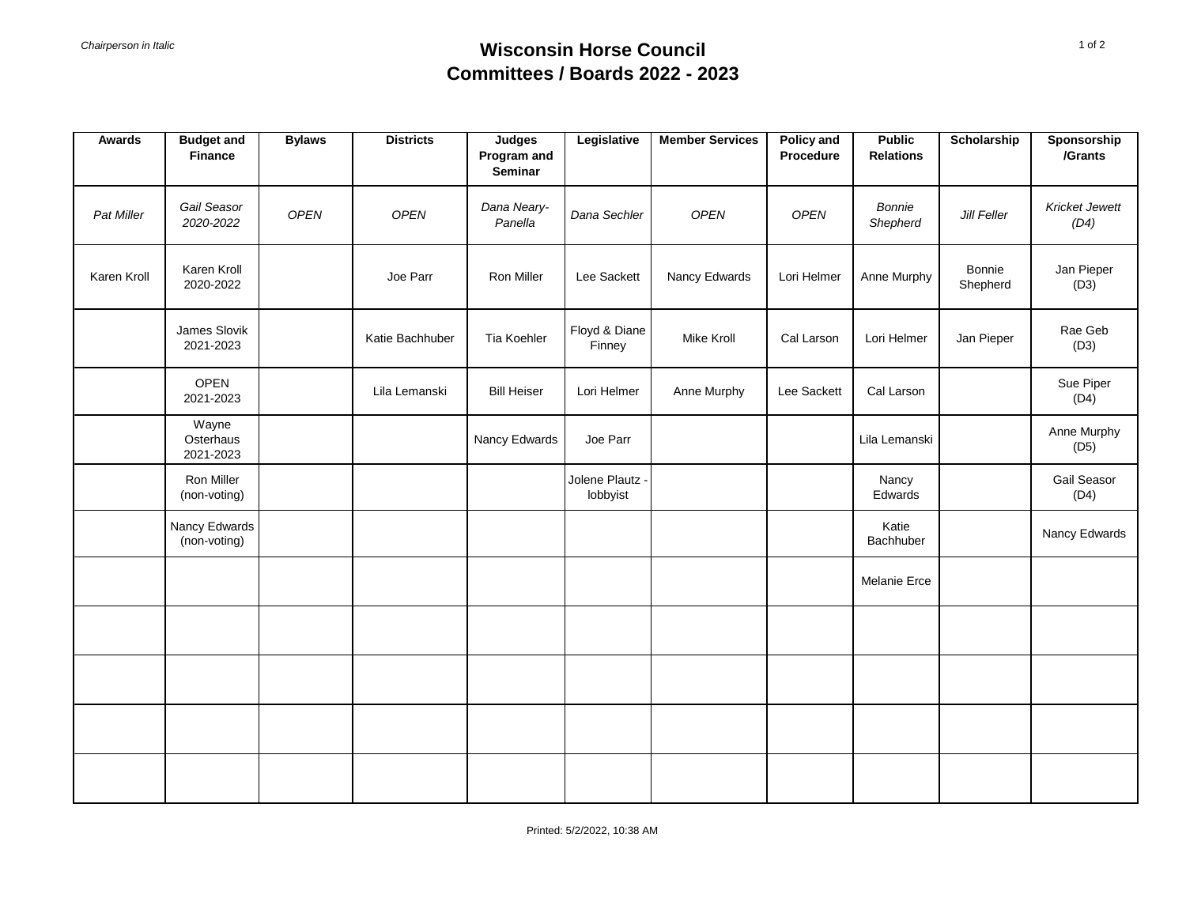*Chairperson in Italic*

# Wisconsin Horse Council
## Committees / Boards 2022 - 2023

| Awards | Budget and Finance | Bylaws | Districts | Judges Program and Seminar | Legislative | Member Services | Policy and Procedure | Public Relations | Scholarship | Sponsorship /Grants |
|---|---|---|---|---|---|---|---|---|---|---|
| *Pat Miller* | *Gail Seasor 2020-2022* | *OPEN* | *OPEN* | *Dana Neary-Panella* | *Dana Sechler* | *OPEN* | *OPEN* | *Bonnie Shepherd* | *Jill Feller* | *Kricket Jewett (D4)* |
| Karen Kroll | Karen Kroll 2020-2022 | | Joe Parr | Ron Miller | Lee Sackett | Nancy Edwards | Lori Helmer | Anne Murphy | Bonnie Shepherd | Jan Pieper (D3) |
| | James Slovik 2021-2023 | | Katie Bachhuber | Tia Koehler | Floyd & Diane Finney | Mike Kroll | Cal Larson | Lori Helmer | Jan Pieper | Rae Geb (D3) |
| | OPEN 2021-2023 | | Lila Lemanski | Bill Heiser | Lori Helmer | Anne Murphy | Lee Sackett | Cal Larson | | Sue Piper (D4) |
| | Wayne Osterhaus 2021-2023 | | | Nancy Edwards | Joe Parr | | | Lila Lemanski | | Anne Murphy (D5) |
| | Ron Miller (non-voting) | | | | Jolene Plautz - lobbyist | | | Nancy Edwards | | Gail Seasor (D4) |
| | Nancy Edwards (non-voting) | | | | | | | Katie Bachhuber | | Nancy Edwards |
| | | | | | | | | Melanie Erce | | |
| | | | | | | | | | | |
| | | | | | | | | | | |
| | | | | | | | | | | |
| | | | | | | | | | | |

Printed: 5/2/2022, 10:38 AM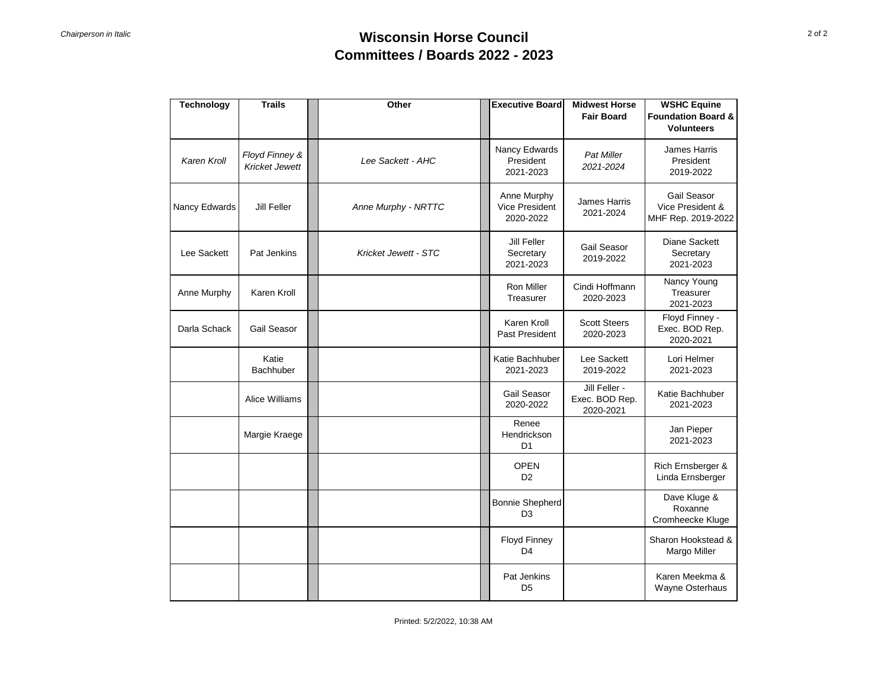*Chairperson in Italic*

# Wisconsin Horse Council
## Committees / Boards 2022 - 2023

| Technology | Trails | | Other | | Executive Board | Midwest Horse Fair Board | WSHC Equine Foundation Board & Volunteers |
|---|---|---|---|---|---|---|---|
| *Karen Kroll* | *Floyd Finney & Kricket Jewett* | | *Lee Sackett - AHC* | | Nancy Edwards President 2021-2023 | *Pat Miller 2021-2024* | James Harris President 2019-2022 |
| Nancy Edwards | Jill Feller | | *Anne Murphy - NRTTC* | | Anne Murphy Vice President 2020-2022 | James Harris 2021-2024 | Gail Seasor Vice President & MHF Rep. 2019-2022 |
| Lee Sackett | Pat Jenkins | | *Kricket Jewett - STC* | | Jill Feller Secretary 2021-2023 | Gail Seasor 2019-2022 | Diane Sackett Secretary 2021-2023 |
| Anne Murphy | Karen Kroll | | | | Ron Miller Treasurer | Cindi Hoffmann 2020-2023 | Nancy Young Treasurer 2021-2023 |
| Darla Schack | Gail Seasor | | | | Karen Kroll Past President | Scott Steers 2020-2023 | Floyd Finney - Exec. BOD Rep. 2020-2021 |
| | Katie Bachhuber | | | | Katie Bachhuber 2021-2023 | Lee Sackett 2019-2022 | Lori Helmer 2021-2023 |
| | Alice Williams | | | | Gail Seasor 2020-2022 | Jill Feller - Exec. BOD Rep. 2020-2021 | Katie Bachhuber 2021-2023 |
| | Margie Kraege | | | | Renee Hendrickson D1 | | Jan Pieper 2021-2023 |
| | | | | | OPEN D2 | | Rich Ernsberger & Linda Ernsberger |
| | | | | | Bonnie Shepherd D3 | | Dave Kluge & Roxanne Cromheecke Kluge |
| | | | | | Floyd Finney D4 | | Sharon Hookstead & Margo Miller |
| | | | | | Pat Jenkins D5 | | Karen Meekma & Wayne Osterhaus |

Printed: 5/2/2022, 10:38 AM